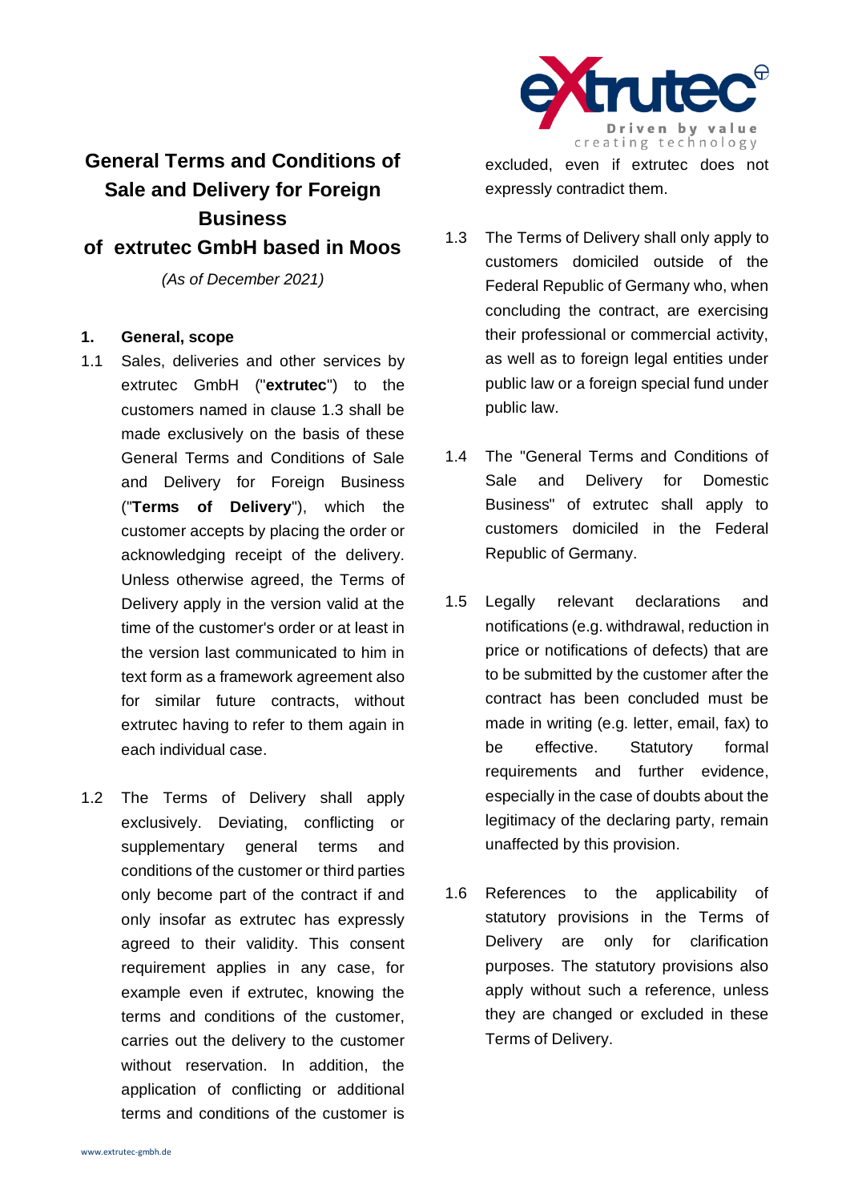# General Terms and Conditions of Sale and Delivery for Foreign Business of extrutec GmbH based in Moos

*(As of December 2021)*

## 1. General, scope

1.1 Sales, deliveries and other services by extrutec GmbH ("**extrutec**") to the customers named in clause 1.3 shall be made exclusively on the basis of these General Terms and Conditions of Sale and Delivery for Foreign Business ("**Terms of Delivery**"), which the customer accepts by placing the order or acknowledging receipt of the delivery. Unless otherwise agreed, the Terms of Delivery apply in the version valid at the time of the customer's order or at least in the version last communicated to him in text form as a framework agreement also for similar future contracts, without extrutec having to refer to them again in each individual case.

1.2 The Terms of Delivery shall apply exclusively. Deviating, conflicting or supplementary general terms and conditions of the customer or third parties only become part of the contract if and only insofar as extrutec has expressly agreed to their validity. This consent requirement applies in any case, for example even if extrutec, knowing the terms and conditions of the customer, carries out the delivery to the customer without reservation. In addition, the application of conflicting or additional terms and conditions of the customer is excluded, even if extrutec does not expressly contradict them.

1.3 The Terms of Delivery shall only apply to customers domiciled outside of the Federal Republic of Germany who, when concluding the contract, are exercising their professional or commercial activity, as well as to foreign legal entities under public law or a foreign special fund under public law.

1.4 The "General Terms and Conditions of Sale and Delivery for Domestic Business" of extrutec shall apply to customers domiciled in the Federal Republic of Germany.

1.5 Legally relevant declarations and notifications (e.g. withdrawal, reduction in price or notifications of defects) that are to be submitted by the customer after the contract has been concluded must be made in writing (e.g. letter, email, fax) to be effective. Statutory formal requirements and further evidence, especially in the case of doubts about the legitimacy of the declaring party, remain unaffected by this provision.

1.6 References to the applicability of statutory provisions in the Terms of Delivery are only for clarification purposes. The statutory provisions also apply without such a reference, unless they are changed or excluded in these Terms of Delivery.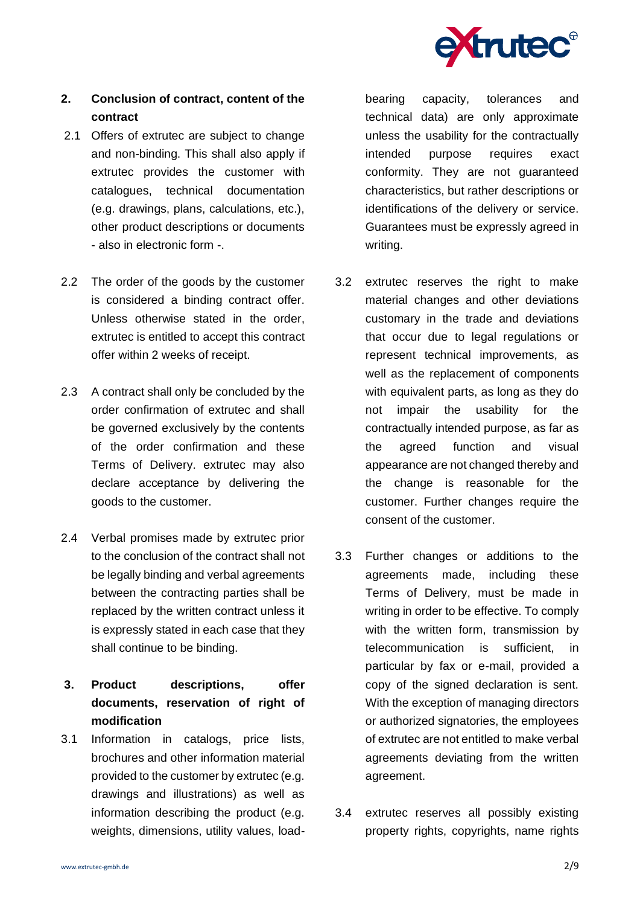## 2. Conclusion of contract, content of the contract

2.1 Offers of extrutec are subject to change and non-binding. This shall also apply if extrutec provides the customer with catalogues, technical documentation (e.g. drawings, plans, calculations, etc.), other product descriptions or documents - also in electronic form -.

2.2 The order of the goods by the customer is considered a binding contract offer. Unless otherwise stated in the order, extrutec is entitled to accept this contract offer within 2 weeks of receipt.

2.3 A contract shall only be concluded by the order confirmation of extrutec and shall be governed exclusively by the contents of the order confirmation and these Terms of Delivery. extrutec may also declare acceptance by delivering the goods to the customer.

2.4 Verbal promises made by extrutec prior to the conclusion of the contract shall not be legally binding and verbal agreements between the contracting parties shall be replaced by the written contract unless it is expressly stated in each case that they shall continue to be binding.

## 3. Product descriptions, offer documents, reservation of right of modification

3.1 Information in catalogs, price lists, brochures and other information material provided to the customer by extrutec (e.g. drawings and illustrations) as well as information describing the product (e.g. weights, dimensions, utility values, load-bearing capacity, tolerances and technical data) are only approximate unless the usability for the contractually intended purpose requires exact conformity. They are not guaranteed characteristics, but rather descriptions or identifications of the delivery or service. Guarantees must be expressly agreed in writing.

3.2 extrutec reserves the right to make material changes and other deviations customary in the trade and deviations that occur due to legal regulations or represent technical improvements, as well as the replacement of components with equivalent parts, as long as they do not impair the usability for the contractually intended purpose, as far as the agreed function and visual appearance are not changed thereby and the change is reasonable for the customer. Further changes require the consent of the customer.

3.3 Further changes or additions to the agreements made, including these Terms of Delivery, must be made in writing in order to be effective. To comply with the written form, transmission by telecommunication is sufficient, in particular by fax or e-mail, provided a copy of the signed declaration is sent. With the exception of managing directors or authorized signatories, the employees of extrutec are not entitled to make verbal agreements deviating from the written agreement.

3.4 extrutec reserves all possibly existing property rights, copyrights, name rights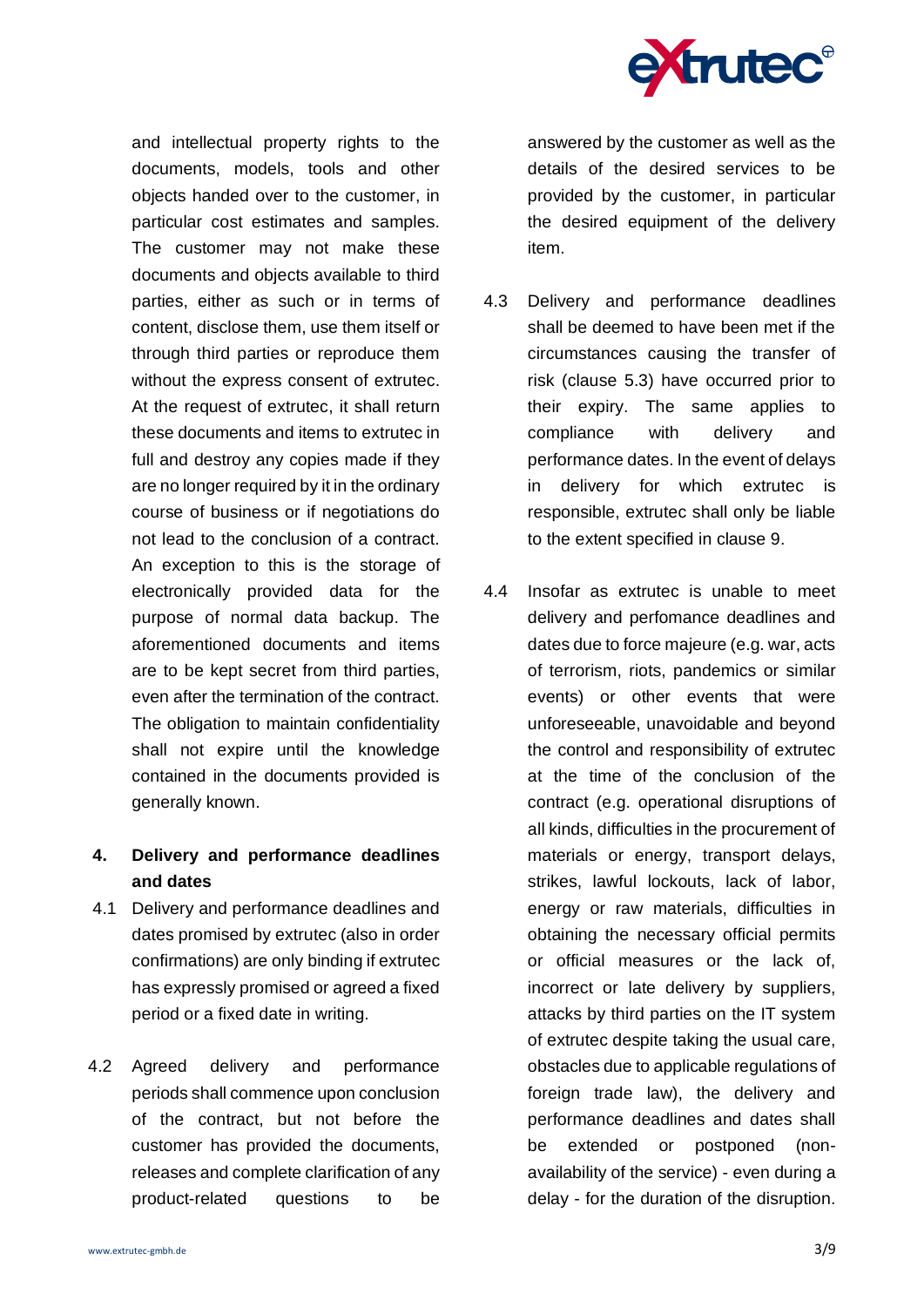and intellectual property rights to the documents, models, tools and other objects handed over to the customer, in particular cost estimates and samples. The customer may not make these documents and objects available to third parties, either as such or in terms of content, disclose them, use them itself or through third parties or reproduce them without the express consent of extrutec. At the request of extrutec, it shall return these documents and items to extrutec in full and destroy any copies made if they are no longer required by it in the ordinary course of business or if negotiations do not lead to the conclusion of a contract. An exception to this is the storage of electronically provided data for the purpose of normal data backup. The aforementioned documents and items are to be kept secret from third parties, even after the termination of the contract. The obligation to maintain confidentiality shall not expire until the knowledge contained in the documents provided is generally known.

## 4. Delivery and performance deadlines and dates

4.1 Delivery and performance deadlines and dates promised by extrutec (also in order confirmations) are only binding if extrutec has expressly promised or agreed a fixed period or a fixed date in writing.

4.2 Agreed delivery and performance periods shall commence upon conclusion of the contract, but not before the customer has provided the documents, releases and complete clarification of any product-related questions to be answered by the customer as well as the details of the desired services to be provided by the customer, in particular the desired equipment of the delivery item.

4.3 Delivery and performance deadlines shall be deemed to have been met if the circumstances causing the transfer of risk (clause 5.3) have occurred prior to their expiry. The same applies to compliance with delivery and performance dates. In the event of delays in delivery for which extrutec is responsible, extrutec shall only be liable to the extent specified in clause 9.

4.4 Insofar as extrutec is unable to meet delivery and perfomance deadlines and dates due to force majeure (e.g. war, acts of terrorism, riots, pandemics or similar events) or other events that were unforeseeable, unavoidable and beyond the control and responsibility of extrutec at the time of the conclusion of the contract (e.g. operational disruptions of all kinds, difficulties in the procurement of materials or energy, transport delays, strikes, lawful lockouts, lack of labor, energy or raw materials, difficulties in obtaining the necessary official permits or official measures or the lack of, incorrect or late delivery by suppliers, attacks by third parties on the IT system of extrutec despite taking the usual care, obstacles due to applicable regulations of foreign trade law), the delivery and performance deadlines and dates shall be extended or postponed (non-availability of the service) - even during a delay - for the duration of the disruption.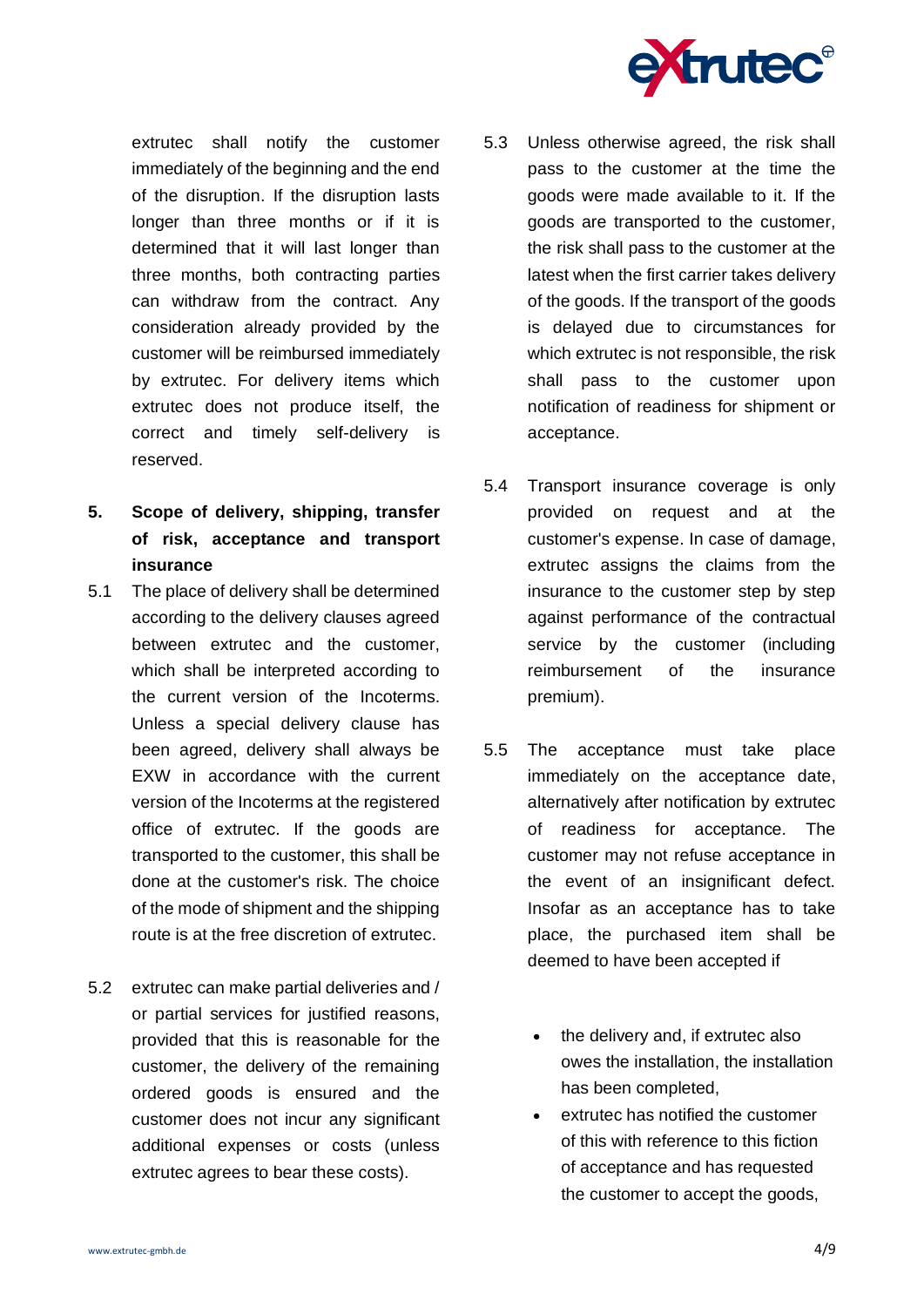extrutec shall notify the customer immediately of the beginning and the end of the disruption. If the disruption lasts longer than three months or if it is determined that it will last longer than three months, both contracting parties can withdraw from the contract. Any consideration already provided by the customer will be reimbursed immediately by extrutec. For delivery items which extrutec does not produce itself, the correct and timely self-delivery is reserved.

## 5. Scope of delivery, shipping, transfer of risk, acceptance and transport insurance

5.1 The place of delivery shall be determined according to the delivery clauses agreed between extrutec and the customer, which shall be interpreted according to the current version of the Incoterms. Unless a special delivery clause has been agreed, delivery shall always be EXW in accordance with the current version of the Incoterms at the registered office of extrutec. If the goods are transported to the customer, this shall be done at the customer's risk. The choice of the mode of shipment and the shipping route is at the free discretion of extrutec.

5.2 extrutec can make partial deliveries and / or partial services for justified reasons, provided that this is reasonable for the customer, the delivery of the remaining ordered goods is ensured and the customer does not incur any significant additional expenses or costs (unless extrutec agrees to bear these costs).

5.3 Unless otherwise agreed, the risk shall pass to the customer at the time the goods were made available to it. If the goods are transported to the customer, the risk shall pass to the customer at the latest when the first carrier takes delivery of the goods. If the transport of the goods is delayed due to circumstances for which extrutec is not responsible, the risk shall pass to the customer upon notification of readiness for shipment or acceptance.

5.4 Transport insurance coverage is only provided on request and at the customer's expense. In case of damage, extrutec assigns the claims from the insurance to the customer step by step against performance of the contractual service by the customer (including reimbursement of the insurance premium).

5.5 The acceptance must take place immediately on the acceptance date, alternatively after notification by extrutec of readiness for acceptance. The customer may not refuse acceptance in the event of an insignificant defect. Insofar as an acceptance has to take place, the purchased item shall be deemed to have been accepted if

- the delivery and, if extrutec also owes the installation, the installation has been completed,
- extrutec has notified the customer of this with reference to this fiction of acceptance and has requested the customer to accept the goods,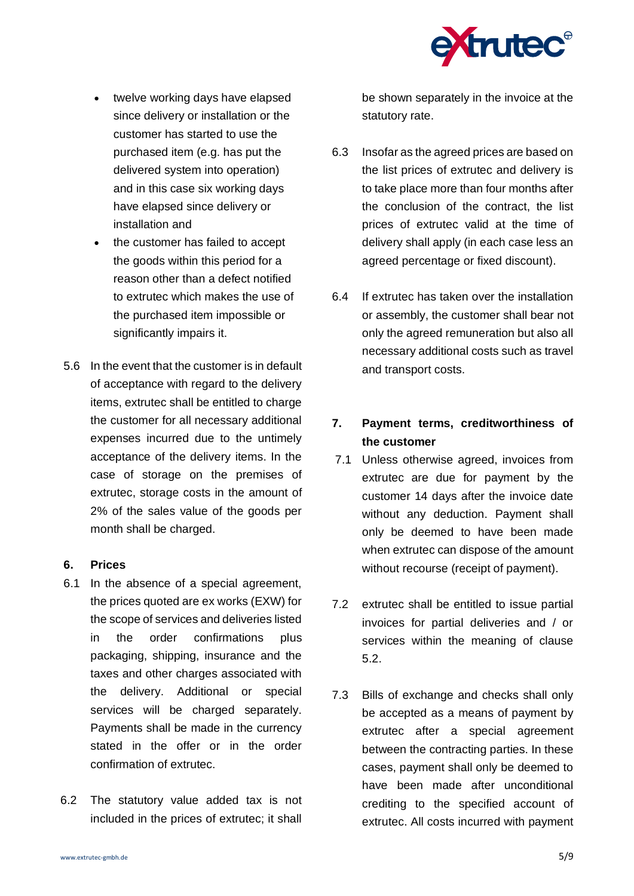- twelve working days have elapsed since delivery or installation or the customer has started to use the purchased item (e.g. has put the delivered system into operation) and in this case six working days have elapsed since delivery or installation and
- the customer has failed to accept the goods within this period for a reason other than a defect notified to extrutec which makes the use of the purchased item impossible or significantly impairs it.

5.6 In the event that the customer is in default of acceptance with regard to the delivery items, extrutec shall be entitled to charge the customer for all necessary additional expenses incurred due to the untimely acceptance of the delivery items. In the case of storage on the premises of extrutec, storage costs in the amount of 2% of the sales value of the goods per month shall be charged.

## 6. Prices

6.1 In the absence of a special agreement, the prices quoted are ex works (EXW) for the scope of services and deliveries listed in the order confirmations plus packaging, shipping, insurance and the taxes and other charges associated with the delivery. Additional or special services will be charged separately. Payments shall be made in the currency stated in the offer or in the order confirmation of extrutec.

6.2 The statutory value added tax is not included in the prices of extrutec; it shall be shown separately in the invoice at the statutory rate.

6.3 Insofar as the agreed prices are based on the list prices of extrutec and delivery is to take place more than four months after the conclusion of the contract, the list prices of extrutec valid at the time of delivery shall apply (in each case less an agreed percentage or fixed discount).

6.4 If extrutec has taken over the installation or assembly, the customer shall bear not only the agreed remuneration but also all necessary additional costs such as travel and transport costs.

## 7. Payment terms, creditworthiness of the customer

7.1 Unless otherwise agreed, invoices from extrutec are due for payment by the customer 14 days after the invoice date without any deduction. Payment shall only be deemed to have been made when extrutec can dispose of the amount without recourse (receipt of payment).

7.2 extrutec shall be entitled to issue partial invoices for partial deliveries and / or services within the meaning of clause 5.2.

7.3 Bills of exchange and checks shall only be accepted as a means of payment by extrutec after a special agreement between the contracting parties. In these cases, payment shall only be deemed to have been made after unconditional crediting to the specified account of extrutec. All costs incurred with payment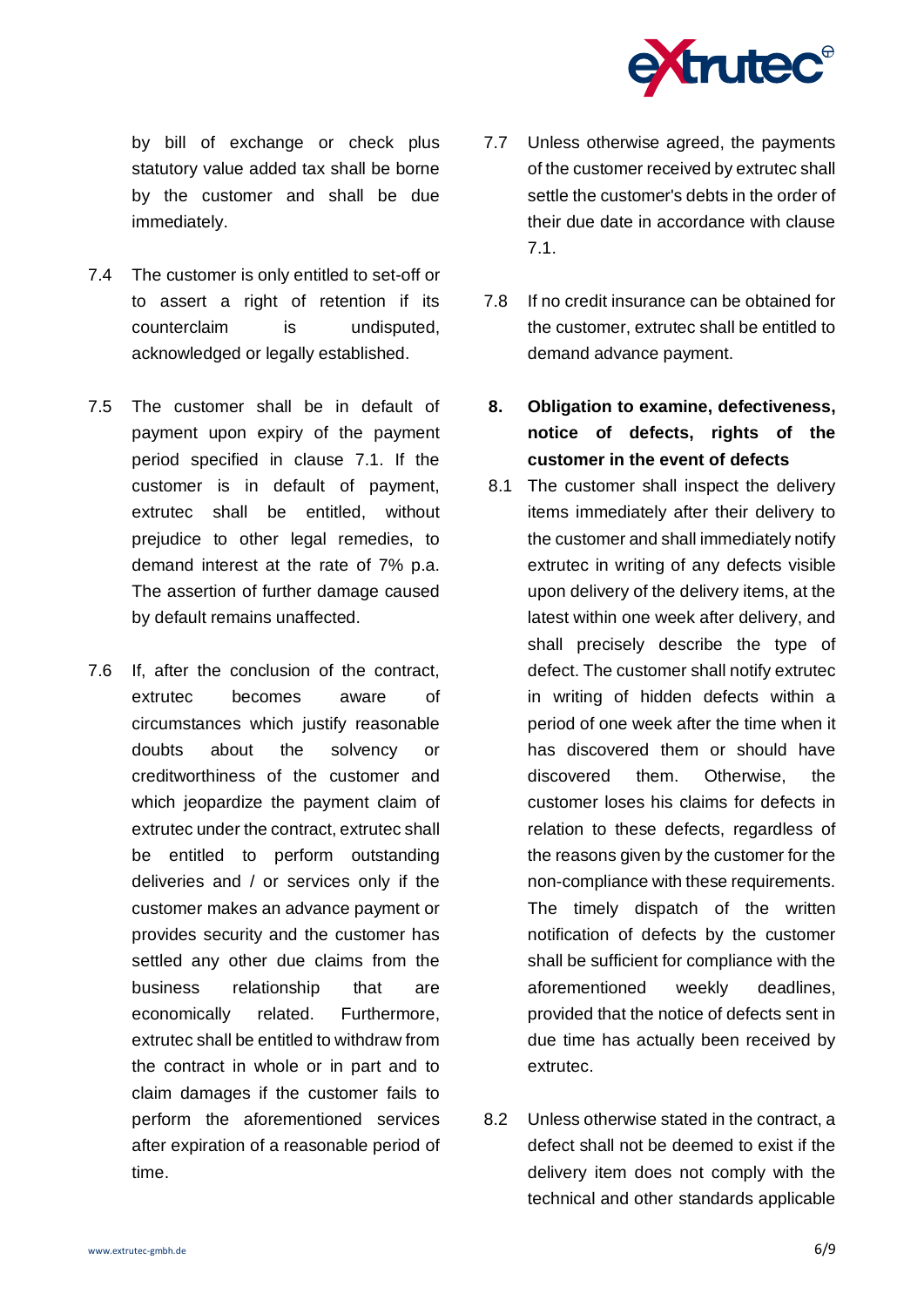by bill of exchange or check plus statutory value added tax shall be borne by the customer and shall be due immediately.

7.4 The customer is only entitled to set-off or to assert a right of retention if its counterclaim is undisputed, acknowledged or legally established.

7.5 The customer shall be in default of payment upon expiry of the payment period specified in clause 7.1. If the customer is in default of payment, extrutec shall be entitled, without prejudice to other legal remedies, to demand interest at the rate of 7% p.a. The assertion of further damage caused by default remains unaffected.

7.6 If, after the conclusion of the contract, extrutec becomes aware of circumstances which justify reasonable doubts about the solvency or creditworthiness of the customer and which jeopardize the payment claim of extrutec under the contract, extrutec shall be entitled to perform outstanding deliveries and / or services only if the customer makes an advance payment or provides security and the customer has settled any other due claims from the business relationship that are economically related. Furthermore, extrutec shall be entitled to withdraw from the contract in whole or in part and to claim damages if the customer fails to perform the aforementioned services after expiration of a reasonable period of time.

7.7 Unless otherwise agreed, the payments of the customer received by extrutec shall settle the customer's debts in the order of their due date in accordance with clause 7.1.

7.8 If no credit insurance can be obtained for the customer, extrutec shall be entitled to demand advance payment.

## 8. Obligation to examine, defectiveness, notice of defects, rights of the customer in the event of defects

8.1 The customer shall inspect the delivery items immediately after their delivery to the customer and shall immediately notify extrutec in writing of any defects visible upon delivery of the delivery items, at the latest within one week after delivery, and shall precisely describe the type of defect. The customer shall notify extrutec in writing of hidden defects within a period of one week after the time when it has discovered them or should have discovered them. Otherwise, the customer loses his claims for defects in relation to these defects, regardless of the reasons given by the customer for the non-compliance with these requirements. The timely dispatch of the written notification of defects by the customer shall be sufficient for compliance with the aforementioned weekly deadlines, provided that the notice of defects sent in due time has actually been received by extrutec.

8.2 Unless otherwise stated in the contract, a defect shall not be deemed to exist if the delivery item does not comply with the technical and other standards applicable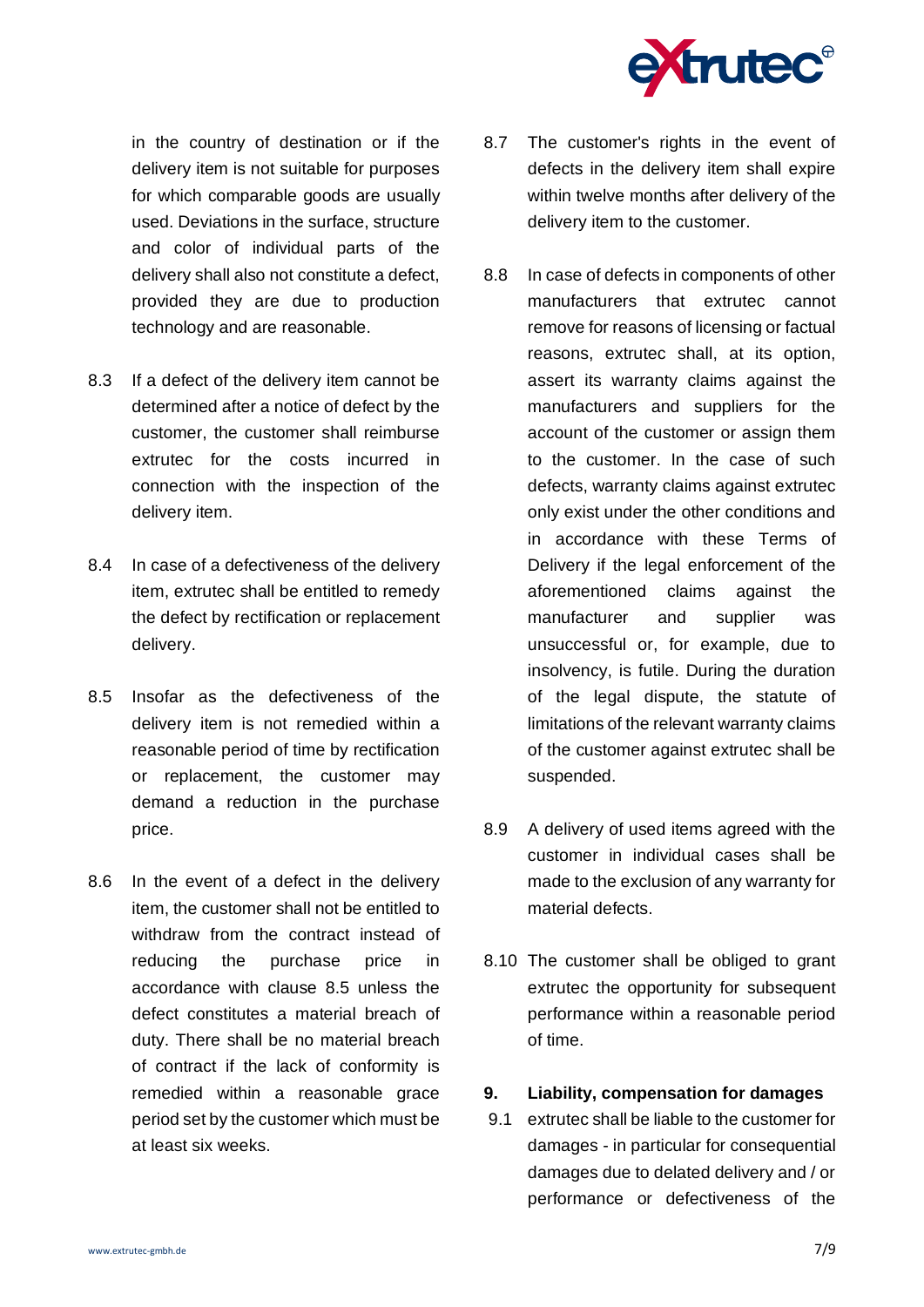in the country of destination or if the delivery item is not suitable for purposes for which comparable goods are usually used. Deviations in the surface, structure and color of individual parts of the delivery shall also not constitute a defect, provided they are due to production technology and are reasonable.

8.3 If a defect of the delivery item cannot be determined after a notice of defect by the customer, the customer shall reimburse extrutec for the costs incurred in connection with the inspection of the delivery item.

8.4 In case of a defectiveness of the delivery item, extrutec shall be entitled to remedy the defect by rectification or replacement delivery.

8.5 Insofar as the defectiveness of the delivery item is not remedied within a reasonable period of time by rectification or replacement, the customer may demand a reduction in the purchase price.

8.6 In the event of a defect in the delivery item, the customer shall not be entitled to withdraw from the contract instead of reducing the purchase price in accordance with clause 8.5 unless the defect constitutes a material breach of duty. There shall be no material breach of contract if the lack of conformity is remedied within a reasonable grace period set by the customer which must be at least six weeks.

8.7 The customer's rights in the event of defects in the delivery item shall expire within twelve months after delivery of the delivery item to the customer.

8.8 In case of defects in components of other manufacturers that extrutec cannot remove for reasons of licensing or factual reasons, extrutec shall, at its option, assert its warranty claims against the manufacturers and suppliers for the account of the customer or assign them to the customer. In the case of such defects, warranty claims against extrutec only exist under the other conditions and in accordance with these Terms of Delivery if the legal enforcement of the aforementioned claims against the manufacturer and supplier was unsuccessful or, for example, due to insolvency, is futile. During the duration of the legal dispute, the statute of limitations of the relevant warranty claims of the customer against extrutec shall be suspended.

8.9 A delivery of used items agreed with the customer in individual cases shall be made to the exclusion of any warranty for material defects.

8.10 The customer shall be obliged to grant extrutec the opportunity for subsequent performance within a reasonable period of time.

## 9. Liability, compensation for damages

9.1 extrutec shall be liable to the customer for damages - in particular for consequential damages due to delated delivery and / or performance or defectiveness of the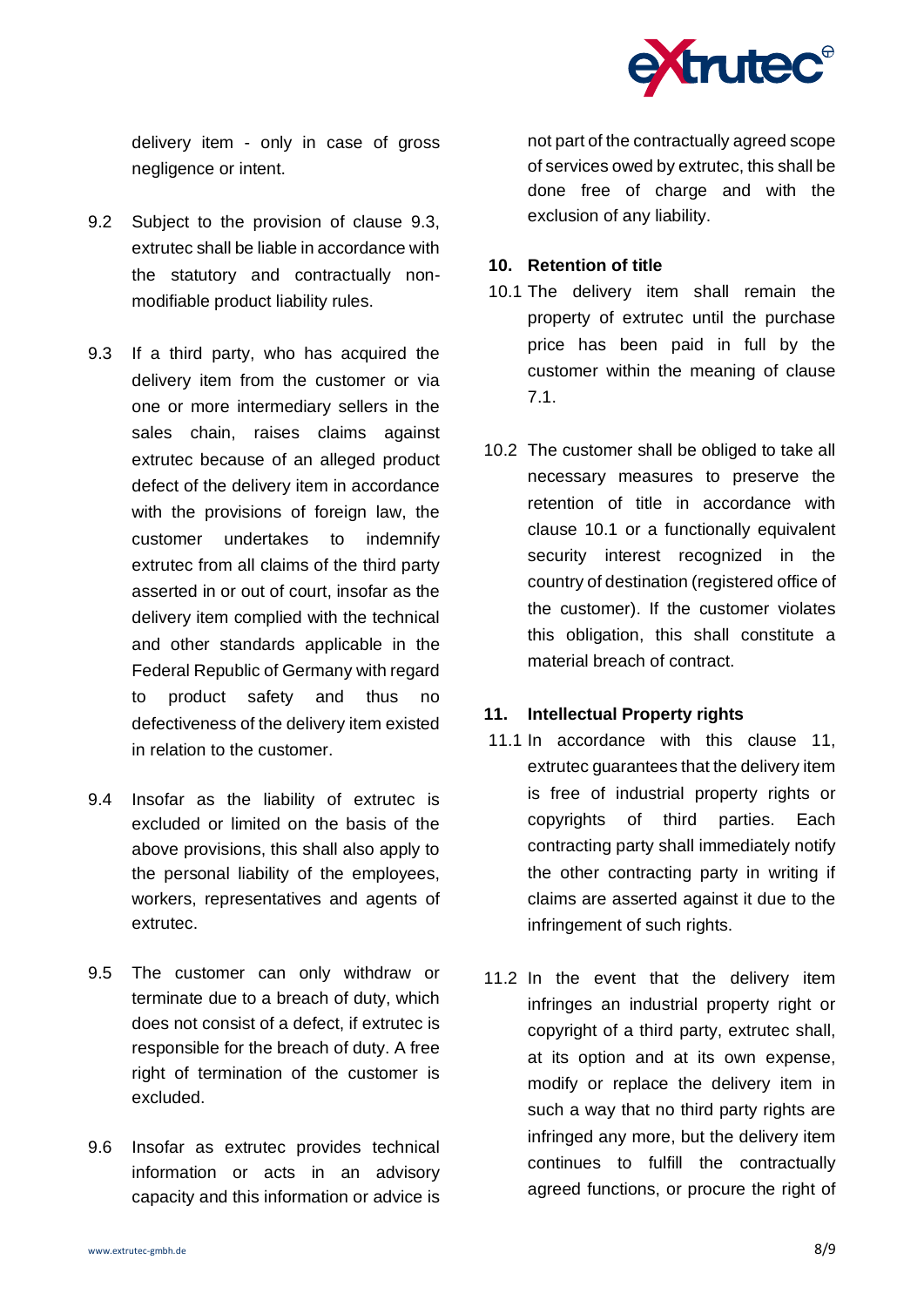delivery item - only in case of gross negligence or intent.

9.2 Subject to the provision of clause 9.3, extrutec shall be liable in accordance with the statutory and contractually non-modifiable product liability rules.

9.3 If a third party, who has acquired the delivery item from the customer or via one or more intermediary sellers in the sales chain, raises claims against extrutec because of an alleged product defect of the delivery item in accordance with the provisions of foreign law, the customer undertakes to indemnify extrutec from all claims of the third party asserted in or out of court, insofar as the delivery item complied with the technical and other standards applicable in the Federal Republic of Germany with regard to product safety and thus no defectiveness of the delivery item existed in relation to the customer.

9.4 Insofar as the liability of extrutec is excluded or limited on the basis of the above provisions, this shall also apply to the personal liability of the employees, workers, representatives and agents of extrutec.

9.5 The customer can only withdraw or terminate due to a breach of duty, which does not consist of a defect, if extrutec is responsible for the breach of duty. A free right of termination of the customer is excluded.

9.6 Insofar as extrutec provides technical information or acts in an advisory capacity and this information or advice is not part of the contractually agreed scope of services owed by extrutec, this shall be done free of charge and with the exclusion of any liability.

## 10. Retention of title

10.1 The delivery item shall remain the property of extrutec until the purchase price has been paid in full by the customer within the meaning of clause 7.1.

10.2 The customer shall be obliged to take all necessary measures to preserve the retention of title in accordance with clause 10.1 or a functionally equivalent security interest recognized in the country of destination (registered office of the customer). If the customer violates this obligation, this shall constitute a material breach of contract.

## 11. Intellectual Property rights

11.1 In accordance with this clause 11, extrutec guarantees that the delivery item is free of industrial property rights or copyrights of third parties. Each contracting party shall immediately notify the other contracting party in writing if claims are asserted against it due to the infringement of such rights.

11.2 In the event that the delivery item infringes an industrial property right or copyright of a third party, extrutec shall, at its option and at its own expense, modify or replace the delivery item in such a way that no third party rights are infringed any more, but the delivery item continues to fulfill the contractually agreed functions, or procure the right of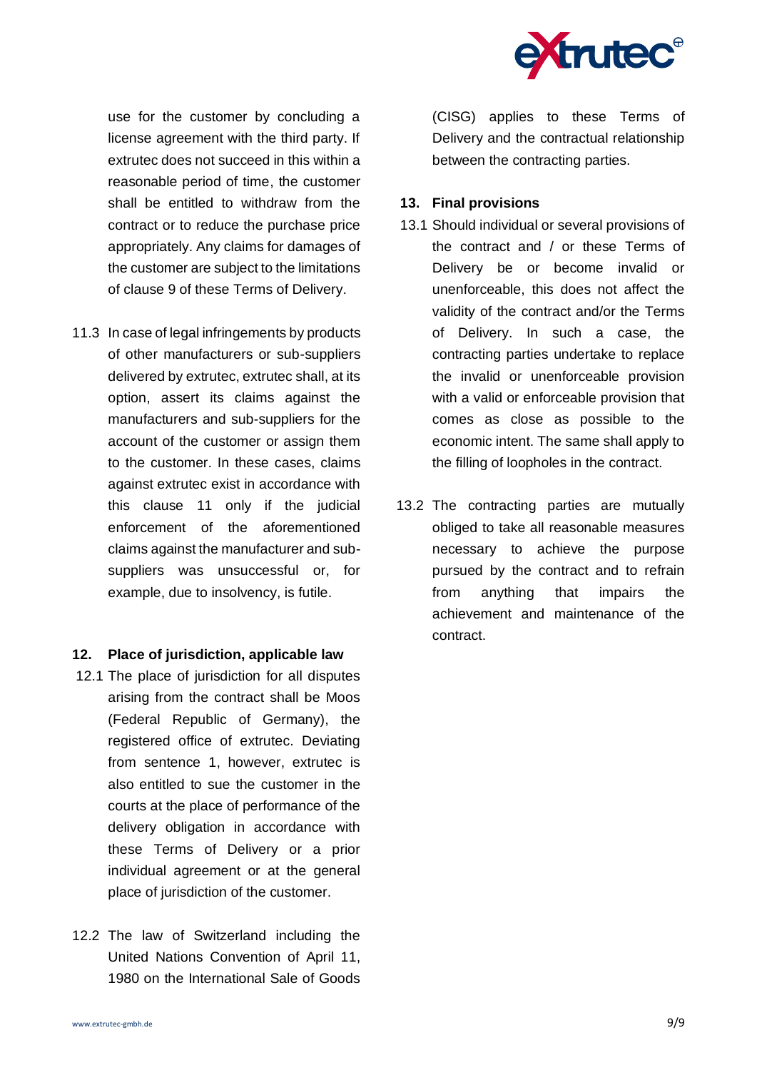use for the customer by concluding a license agreement with the third party. If extrutec does not succeed in this within a reasonable period of time, the customer shall be entitled to withdraw from the contract or to reduce the purchase price appropriately. Any claims for damages of the customer are subject to the limitations of clause 9 of these Terms of Delivery.

11.3 In case of legal infringements by products of other manufacturers or sub-suppliers delivered by extrutec, extrutec shall, at its option, assert its claims against the manufacturers and sub-suppliers for the account of the customer or assign them to the customer. In these cases, claims against extrutec exist in accordance with this clause 11 only if the judicial enforcement of the aforementioned claims against the manufacturer and sub-suppliers was unsuccessful or, for example, due to insolvency, is futile.

### 12. Place of jurisdiction, applicable law

12.1 The place of jurisdiction for all disputes arising from the contract shall be Moos (Federal Republic of Germany), the registered office of extrutec. Deviating from sentence 1, however, extrutec is also entitled to sue the customer in the courts at the place of performance of the delivery obligation in accordance with these Terms of Delivery or a prior individual agreement or at the general place of jurisdiction of the customer.

12.2 The law of Switzerland including the United Nations Convention of April 11, 1980 on the International Sale of Goods (CISG) applies to these Terms of Delivery and the contractual relationship between the contracting parties.

### 13. Final provisions

13.1 Should individual or several provisions of the contract and / or these Terms of Delivery be or become invalid or unenforceable, this does not affect the validity of the contract and/or the Terms of Delivery. In such a case, the contracting parties undertake to replace the invalid or unenforceable provision with a valid or enforceable provision that comes as close as possible to the economic intent. The same shall apply to the filling of loopholes in the contract.

13.2 The contracting parties are mutually obliged to take all reasonable measures necessary to achieve the purpose pursued by the contract and to refrain from anything that impairs the achievement and maintenance of the contract.